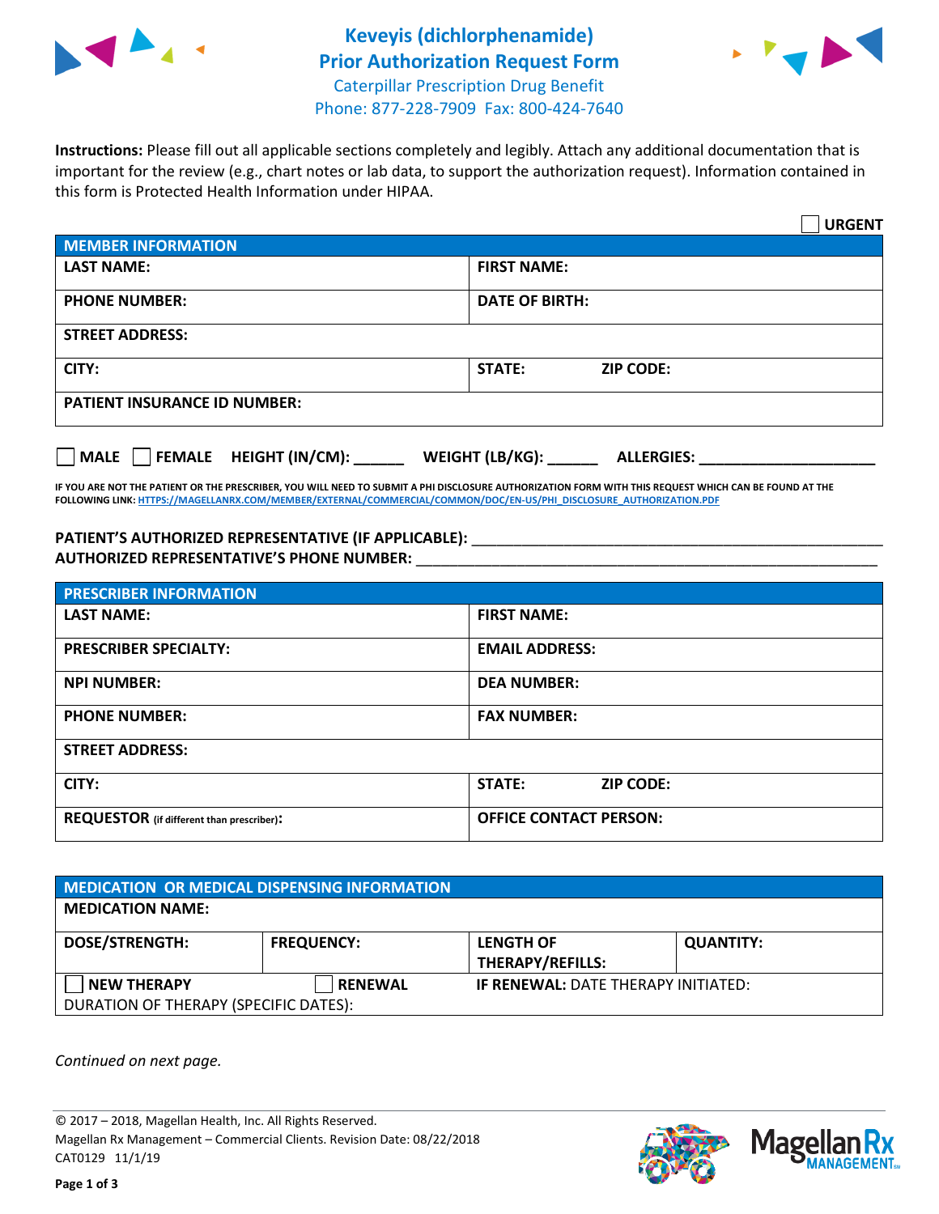# Keveyis (dichlorphenamide)
# Prior Authorization Request Form

Caterpillar Prescription Drug Benefit
Phone: 877-228-7909 Fax: 800-424-7640

**Instructions:** Please fill out all applicable sections completely and legibly. Attach any additional documentation that is important for the review (e.g., chart notes or lab data, to support the authorization request). Information contained in this form is Protected Health Information under HIPAA.

☐ **URGENT**

| **MEMBER INFORMATION** | |
|---|---|
| **LAST NAME:** | **FIRST NAME:** |
| **PHONE NUMBER:** | **DATE OF BIRTH:** |
| **STREET ADDRESS:** | |
| **CITY:** | **STATE:** **ZIP CODE:** |
| **PATIENT INSURANCE ID NUMBER:** | |

☐ **MALE** ☐ **FEMALE** **HEIGHT (IN/CM):** ______ **WEIGHT (LB/KG):** ______ **ALLERGIES:** ____________________

**IF YOU ARE NOT THE PATIENT OR THE PRESCRIBER, YOU WILL NEED TO SUBMIT A PHI DISCLOSURE AUTHORIZATION FORM WITH THIS REQUEST WHICH CAN BE FOUND AT THE FOLLOWING LINK: HTTPS://MAGELLANRX.COM/MEMBER/EXTERNAL/COMMERCIAL/COMMON/DOC/EN-US/PHI_DISCLOSURE_AUTHORIZATION.PDF**

**PATIENT'S AUTHORIZED REPRESENTATIVE (IF APPLICABLE):** ____________________________________________
**AUTHORIZED REPRESENTATIVE'S PHONE NUMBER:** ____________________________________________

| **PRESCRIBER INFORMATION** | |
|---|---|
| **LAST NAME:** | **FIRST NAME:** |
| **PRESCRIBER SPECIALTY:** | **EMAIL ADDRESS:** |
| **NPI NUMBER:** | **DEA NUMBER:** |
| **PHONE NUMBER:** | **FAX NUMBER:** |
| **STREET ADDRESS:** | |
| **CITY:** | **STATE:** **ZIP CODE:** |
| **REQUESTOR** (if different than prescriber): | **OFFICE CONTACT PERSON:** |

| **MEDICATION OR MEDICAL DISPENSING INFORMATION** | | | |
|---|---|---|---|
| **MEDICATION NAME:** | | | |
| **DOSE/STRENGTH:** | **FREQUENCY:** | **LENGTH OF THERAPY/REFILLS:** | **QUANTITY:** |
| ☐ **NEW THERAPY** | ☐ **RENEWAL** | **IF RENEWAL:** DATE THERAPY INITIATED: | |
| DURATION OF THERAPY (SPECIFIC DATES): | | | |

*Continued on next page.*

© 2017 – 2018, Magellan Health, Inc. All Rights Reserved.
Magellan Rx Management – Commercial Clients. Revision Date: 08/22/2018
CAT0129 11/1/19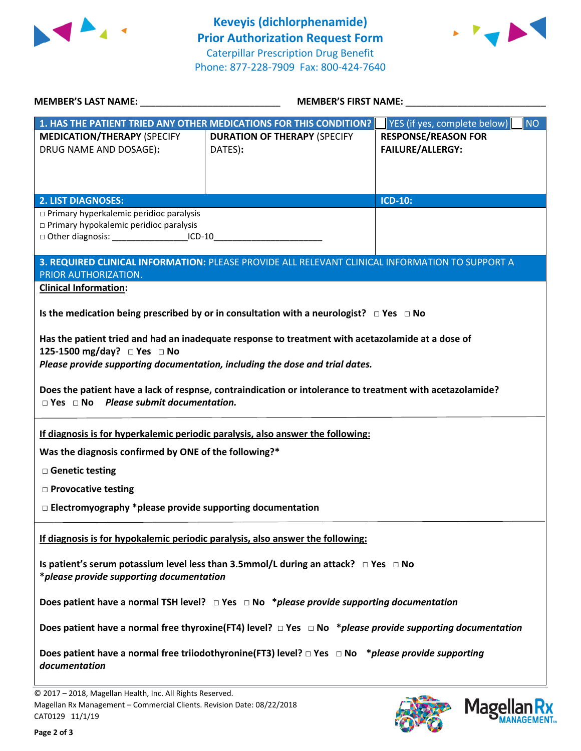# Keveyis (dichlorphenamide)
## Prior Authorization Request Form

Caterpillar Prescription Drug Benefit
Phone: 877-228-7909 Fax: 800-424-7640

**MEMBER'S LAST NAME:** ___________________________ **MEMBER'S FIRST NAME:** ___________________________

| **1. HAS THE PATIENT TRIED ANY OTHER MEDICATIONS FOR THIS CONDITION?** | | ☐ YES (if yes, complete below) ☐ NO |
|---|---|---|
| **MEDICATION/THERAPY** (SPECIFY DRUG NAME AND DOSAGE): | **DURATION OF THERAPY** (SPECIFY DATES): | **RESPONSE/REASON FOR FAILURE/ALLERGY:** |
| | | |

| **2. LIST DIAGNOSES:** | **ICD-10:** |
|---|---|
| □ Primary hyperkalemic peridioc paralysis<br>□ Primary hypokalemic peridioc paralysis<br>□ Other diagnosis: ________________ICD-10______________________ | |

**3. REQUIRED CLINICAL INFORMATION:** PLEASE PROVIDE ALL RELEVANT CLINICAL INFORMATION TO SUPPORT A PRIOR AUTHORIZATION.

**Clinical Information:**

**Is the medication being prescribed by or in consultation with a neurologist?** □ **Yes** □ **No**

**Has the patient tried and had an inadequate response to treatment with acetazolamide at a dose of 125-1500 mg/day?** □ **Yes** □ **No**
***Please provide supporting documentation, including the dose and trial dates.***

**Does the patient have a lack of respnse, contraindication or intolerance to treatment with acetazolamide?** □ **Yes** □ **No** ***Please submit documentation.***

---

**If diagnosis is for hyperkalemic periodic paralysis, also answer the following:**

**Was the diagnosis confirmed by ONE of the following?***

□ **Genetic testing**

□ **Provocative testing**

□ **Electromyography *please provide supporting documentation**

---

**If diagnosis is for hypokalemic periodic paralysis, also answer the following:**

**Is patient's serum potassium level less than 3.5mmol/L during an attack?** □ **Yes** □ **No**
***please provide supporting documentation***

**Does patient have a normal TSH level?** □ **Yes** □ **No** ***please provide supporting documentation***

**Does patient have a normal free thyroxine(FT4) level?** □ **Yes** □ **No** ***please provide supporting documentation***

**Does patient have a normal free triiodothyronine(FT3) level?** □ **Yes** □ **No** ***please provide supporting documentation***

© 2017 – 2018, Magellan Health, Inc. All Rights Reserved.
Magellan Rx Management – Commercial Clients. Revision Date: 08/22/2018
CAT0129 11/1/19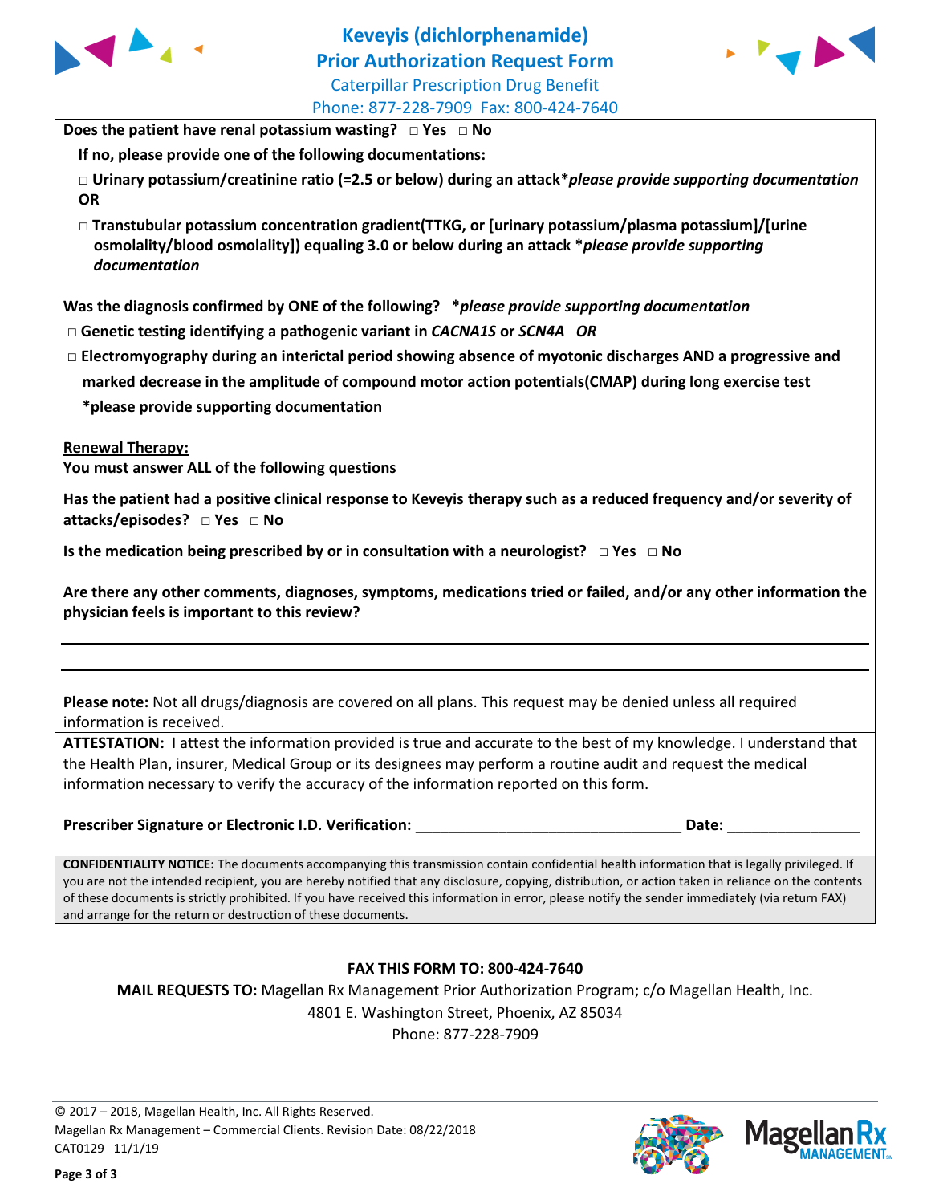# Keveyis (dichlorphenamide)
## Prior Authorization Request Form

Caterpillar Prescription Drug Benefit

Phone: 877-228-7909 Fax: 800-424-7640

**Does the patient have renal potassium wasting?** □ **Yes** □ **No**

**If no, please provide one of the following documentations:**

□ **Urinary potassium/creatinine ratio (=2.5 or below) during an attack\****please provide supporting documentation*

**OR**

□ **Transtubular potassium concentration gradient(TTKG, or [urinary potassium/plasma potassium]/[urine osmolality/blood osmolality]) equaling 3.0 or below during an attack \****please provide supporting documentation*

**Was the diagnosis confirmed by ONE of the following? \****please provide supporting documentation*

□ **Genetic testing identifying a pathogenic variant in *CACNA1S* or *SCN4A* *OR***

□ **Electromyography during an interictal period showing absence of myotonic discharges AND a progressive and marked decrease in the amplitude of compound motor action potentials(CMAP) during long exercise test \*please provide supporting documentation**

**Renewal Therapy:**

**You must answer ALL of the following questions**

**Has the patient had a positive clinical response to Keveyis therapy such as a reduced frequency and/or severity of attacks/episodes?** □ **Yes** □ **No**

**Is the medication being prescribed by or in consultation with a neurologist?** □ **Yes** □ **No**

**Are there any other comments, diagnoses, symptoms, medications tried or failed, and/or any other information the physician feels is important to this review?**

---

---

**Please note:** Not all drugs/diagnosis are covered on all plans. This request may be denied unless all required information is received.

**ATTESTATION:** I attest the information provided is true and accurate to the best of my knowledge. I understand that the Health Plan, insurer, Medical Group or its designees may perform a routine audit and request the medical information necessary to verify the accuracy of the information reported on this form.

**Prescriber Signature or Electronic I.D. Verification:** ________________________________ **Date:** ________________

**CONFIDENTIALITY NOTICE:** The documents accompanying this transmission contain confidential health information that is legally privileged. If you are not the intended recipient, you are hereby notified that any disclosure, copying, distribution, or action taken in reliance on the contents of these documents is strictly prohibited. If you have received this information in error, please notify the sender immediately (via return FAX) and arrange for the return or destruction of these documents.

**FAX THIS FORM TO: 800-424-7640**

**MAIL REQUESTS TO:** Magellan Rx Management Prior Authorization Program; c/o Magellan Health, Inc.
4801 E. Washington Street, Phoenix, AZ 85034
Phone: 877-228-7909

© 2017 – 2018, Magellan Health, Inc. All Rights Reserved.
Magellan Rx Management – Commercial Clients. Revision Date: 08/22/2018
CAT0129 11/1/19